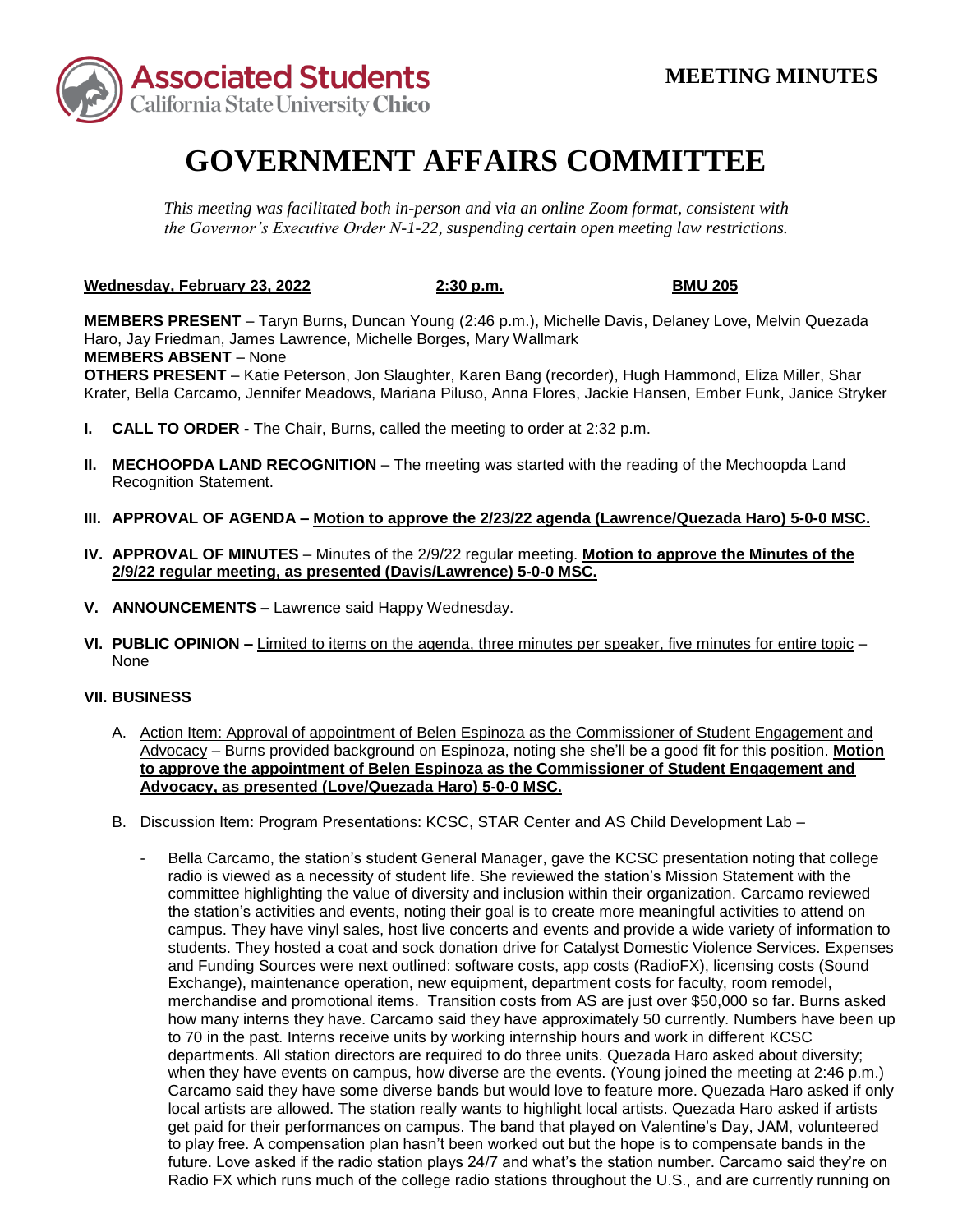**Associated Students**
**California State University Chico**

**MEETING MINUTES**

# GOVERNMENT AFFAIRS COMMITTEE

*This meeting was facilitated both in-person and via an online Zoom format, consistent with the Governor's Executive Order N-1-22, suspending certain open meeting law restrictions.*

**Wednesday, February 23, 2022** **2:30 p.m.** **BMU 205**

**MEMBERS PRESENT** – Taryn Burns, Duncan Young (2:46 p.m.), Michelle Davis, Delaney Love, Melvin Quezada Haro, Jay Friedman, James Lawrence, Michelle Borges, Mary Wallmark
**MEMBERS ABSENT** – None
**OTHERS PRESENT** – Katie Peterson, Jon Slaughter, Karen Bang (recorder), Hugh Hammond, Eliza Miller, Shar Krater, Bella Carcamo, Jennifer Meadows, Mariana Piluso, Anna Flores, Jackie Hansen, Ember Funk, Janice Stryker

**I. CALL TO ORDER -** The Chair, Burns, called the meeting to order at 2:32 p.m.

**II. MECHOOPDA LAND RECOGNITION** – The meeting was started with the reading of the Mechoopda Land Recognition Statement.

**III. APPROVAL OF AGENDA – Motion to approve the 2/23/22 agenda (Lawrence/Quezada Haro) 5-0-0 MSC.**

**IV. APPROVAL OF MINUTES** – Minutes of the 2/9/22 regular meeting. **Motion to approve the Minutes of the 2/9/22 regular meeting, as presented (Davis/Lawrence) 5-0-0 MSC.**

**V. ANNOUNCEMENTS –** Lawrence said Happy Wednesday.

**VI. PUBLIC OPINION –** Limited to items on the agenda, three minutes per speaker, five minutes for entire topic – None

**VII. BUSINESS**

A. Action Item: Approval of appointment of Belen Espinoza as the Commissioner of Student Engagement and Advocacy – Burns provided background on Espinoza, noting she she'll be a good fit for this position. **Motion to approve the appointment of Belen Espinoza as the Commissioner of Student Engagement and Advocacy, as presented (Love/Quezada Haro) 5-0-0 MSC.**

B. Discussion Item: Program Presentations: KCSC, STAR Center and AS Child Development Lab –

- Bella Carcamo, the station's student General Manager, gave the KCSC presentation noting that college radio is viewed as a necessity of student life. She reviewed the station's Mission Statement with the committee highlighting the value of diversity and inclusion within their organization. Carcamo reviewed the station's activities and events, noting their goal is to create more meaningful activities to attend on campus. They have vinyl sales, host live concerts and events and provide a wide variety of information to students. They hosted a coat and sock donation drive for Catalyst Domestic Violence Services. Expenses and Funding Sources were next outlined: software costs, app costs (RadioFX), licensing costs (Sound Exchange), maintenance operation, new equipment, department costs for faculty, room remodel, merchandise and promotional items. Transition costs from AS are just over $50,000 so far. Burns asked how many interns they have. Carcamo said they have approximately 50 currently. Numbers have been up to 70 in the past. Interns receive units by working internship hours and work in different KCSC departments. All station directors are required to do three units. Quezada Haro asked about diversity; when they have events on campus, how diverse are the events. (Young joined the meeting at 2:46 p.m.) Carcamo said they have some diverse bands but would love to feature more. Quezada Haro asked if only local artists are allowed. The station really wants to highlight local artists. Quezada Haro asked if artists get paid for their performances on campus. The band that played on Valentine's Day, JAM, volunteered to play free. A compensation plan hasn't been worked out but the hope is to compensate bands in the future. Love asked if the radio station plays 24/7 and what's the station number. Carcamo said they're on Radio FX which runs much of the college radio stations throughout the U.S., and are currently running on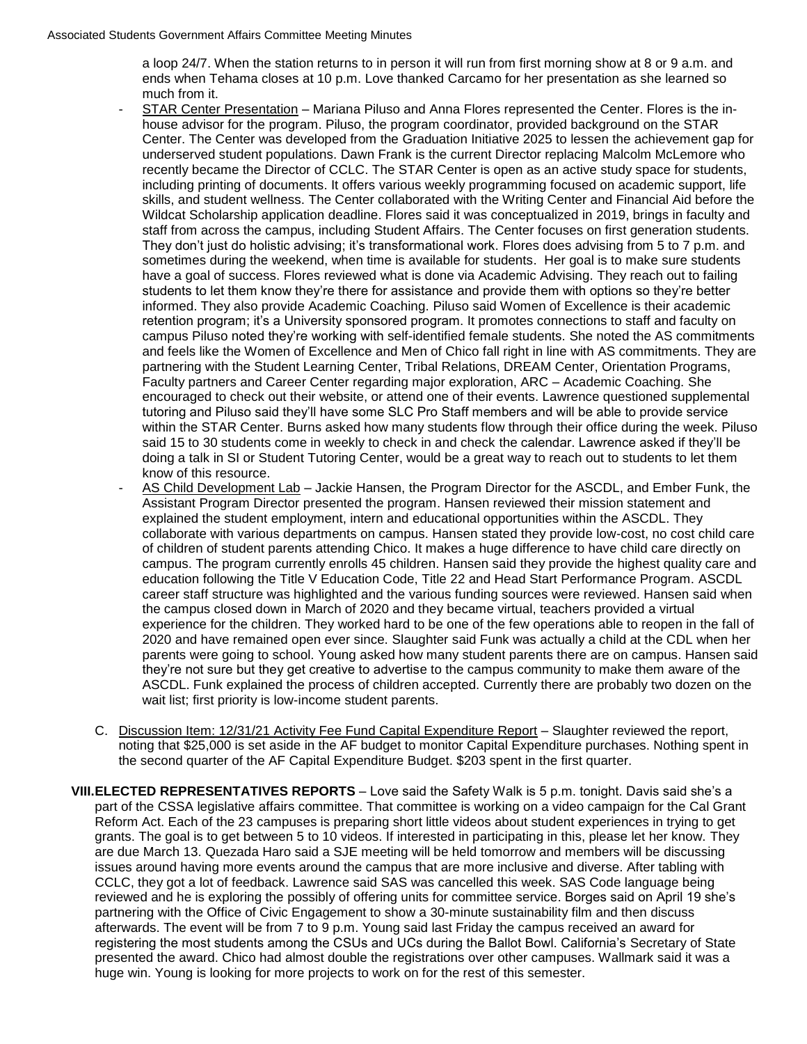a loop 24/7. When the station returns to in person it will run from first morning show at 8 or 9 a.m. and ends when Tehama closes at 10 p.m. Love thanked Carcamo for her presentation as she learned so much from it.

- STAR Center Presentation – Mariana Piluso and Anna Flores represented the Center. Flores is the in-house advisor for the program. Piluso, the program coordinator, provided background on the STAR Center. The Center was developed from the Graduation Initiative 2025 to lessen the achievement gap for underserved student populations. Dawn Frank is the current Director replacing Malcolm McLemore who recently became the Director of CCLC. The STAR Center is open as an active study space for students, including printing of documents. It offers various weekly programming focused on academic support, life skills, and student wellness. The Center collaborated with the Writing Center and Financial Aid before the Wildcat Scholarship application deadline. Flores said it was conceptualized in 2019, brings in faculty and staff from across the campus, including Student Affairs. The Center focuses on first generation students. They don't just do holistic advising; it's transformational work. Flores does advising from 5 to 7 p.m. and sometimes during the weekend, when time is available for students. Her goal is to make sure students have a goal of success. Flores reviewed what is done via Academic Advising. They reach out to failing students to let them know they're there for assistance and provide them with options so they're better informed. They also provide Academic Coaching. Piluso said Women of Excellence is their academic retention program; it's a University sponsored program. It promotes connections to staff and faculty on campus Piluso noted they're working with self-identified female students. She noted the AS commitments and feels like the Women of Excellence and Men of Chico fall right in line with AS commitments. They are partnering with the Student Learning Center, Tribal Relations, DREAM Center, Orientation Programs, Faculty partners and Career Center regarding major exploration, ARC – Academic Coaching. She encouraged to check out their website, or attend one of their events. Lawrence questioned supplemental tutoring and Piluso said they'll have some SLC Pro Staff members and will be able to provide service within the STAR Center. Burns asked how many students flow through their office during the week. Piluso said 15 to 30 students come in weekly to check in and check the calendar. Lawrence asked if they'll be doing a talk in SI or Student Tutoring Center, would be a great way to reach out to students to let them know of this resource.
- AS Child Development Lab – Jackie Hansen, the Program Director for the ASCDL, and Ember Funk, the Assistant Program Director presented the program. Hansen reviewed their mission statement and explained the student employment, intern and educational opportunities within the ASCDL. They collaborate with various departments on campus. Hansen stated they provide low-cost, no cost child care of children of student parents attending Chico. It makes a huge difference to have child care directly on campus. The program currently enrolls 45 children. Hansen said they provide the highest quality care and education following the Title V Education Code, Title 22 and Head Start Performance Program. ASCDL career staff structure was highlighted and the various funding sources were reviewed. Hansen said when the campus closed down in March of 2020 and they became virtual, teachers provided a virtual experience for the children. They worked hard to be one of the few operations able to reopen in the fall of 2020 and have remained open ever since. Slaughter said Funk was actually a child at the CDL when her parents were going to school. Young asked how many student parents there are on campus. Hansen said they're not sure but they get creative to advertise to the campus community to make them aware of the ASCDL. Funk explained the process of children accepted. Currently there are probably two dozen on the wait list; first priority is low-income student parents.

C. Discussion Item: 12/31/21 Activity Fee Fund Capital Expenditure Report – Slaughter reviewed the report, noting that $25,000 is set aside in the AF budget to monitor Capital Expenditure purchases. Nothing spent in the second quarter of the AF Capital Expenditure Budget. $203 spent in the first quarter.

**VIII. ELECTED REPRESENTATIVES REPORTS** – Love said the Safety Walk is 5 p.m. tonight. Davis said she's a part of the CSSA legislative affairs committee. That committee is working on a video campaign for the Cal Grant Reform Act. Each of the 23 campuses is preparing short little videos about student experiences in trying to get grants. The goal is to get between 5 to 10 videos. If interested in participating in this, please let her know. They are due March 13. Quezada Haro said a SJE meeting will be held tomorrow and members will be discussing issues around having more events around the campus that are more inclusive and diverse. After tabling with CCLC, they got a lot of feedback. Lawrence said SAS was cancelled this week. SAS Code language being reviewed and he is exploring the possibly of offering units for committee service. Borges said on April 19 she's partnering with the Office of Civic Engagement to show a 30-minute sustainability film and then discuss afterwards. The event will be from 7 to 9 p.m. Young said last Friday the campus received an award for registering the most students among the CSUs and UCs during the Ballot Bowl. California's Secretary of State presented the award. Chico had almost double the registrations over other campuses. Wallmark said it was a huge win. Young is looking for more projects to work on for the rest of this semester.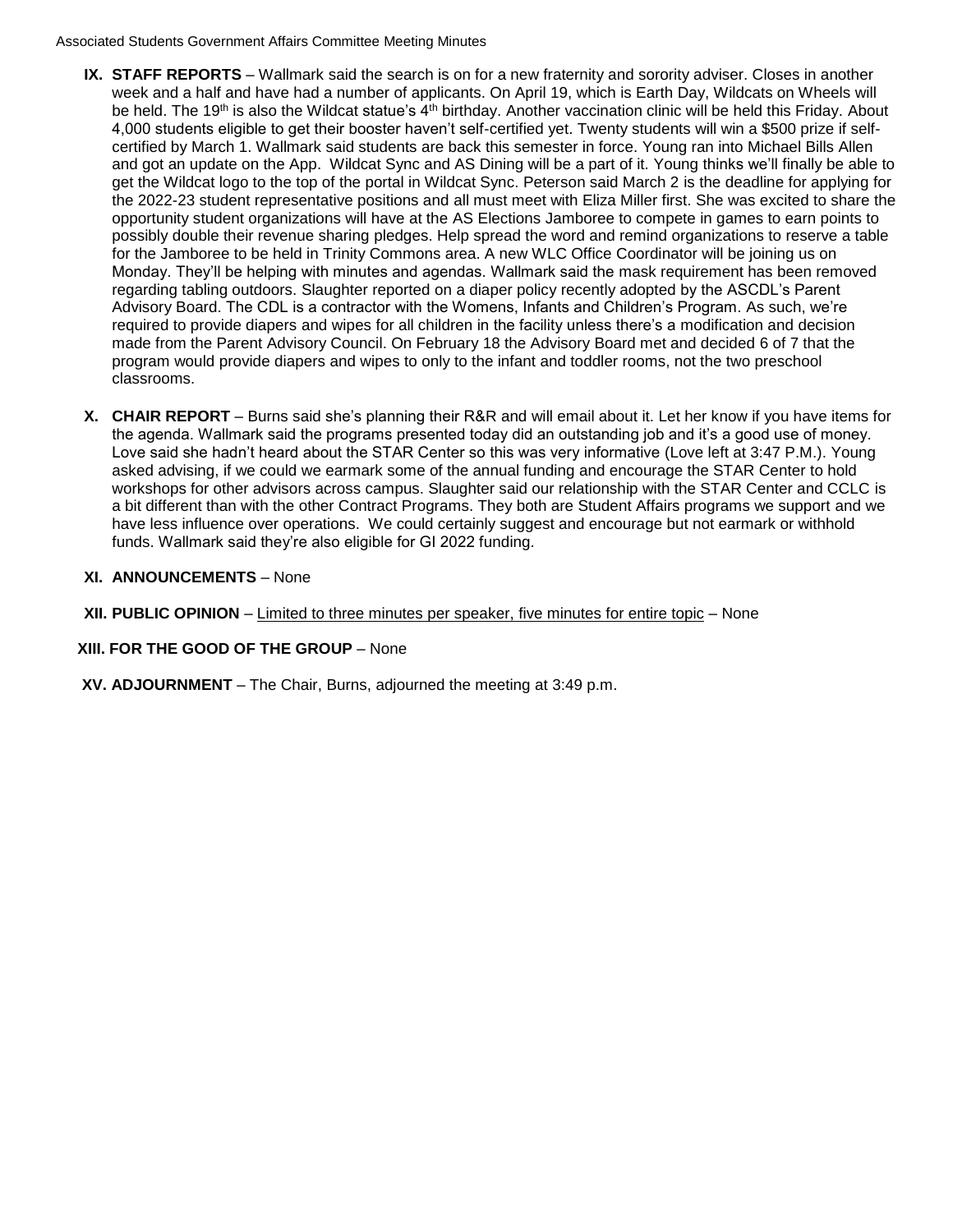**IX. STAFF REPORTS** – Wallmark said the search is on for a new fraternity and sorority adviser. Closes in another week and a half and have had a number of applicants. On April 19, which is Earth Day, Wildcats on Wheels will be held. The 19th is also the Wildcat statue's 4th birthday. Another vaccination clinic will be held this Friday. About 4,000 students eligible to get their booster haven't self-certified yet. Twenty students will win a $500 prize if self-certified by March 1. Wallmark said students are back this semester in force. Young ran into Michael Bills Allen and got an update on the App. Wildcat Sync and AS Dining will be a part of it. Young thinks we'll finally be able to get the Wildcat logo to the top of the portal in Wildcat Sync. Peterson said March 2 is the deadline for applying for the 2022-23 student representative positions and all must meet with Eliza Miller first. She was excited to share the opportunity student organizations will have at the AS Elections Jamboree to compete in games to earn points to possibly double their revenue sharing pledges. Help spread the word and remind organizations to reserve a table for the Jamboree to be held in Trinity Commons area. A new WLC Office Coordinator will be joining us on Monday. They'll be helping with minutes and agendas. Wallmark said the mask requirement has been removed regarding tabling outdoors. Slaughter reported on a diaper policy recently adopted by the ASCDL's Parent Advisory Board. The CDL is a contractor with the Womens, Infants and Children's Program. As such, we're required to provide diapers and wipes for all children in the facility unless there's a modification and decision made from the Parent Advisory Council. On February 18 the Advisory Board met and decided 6 of 7 that the program would provide diapers and wipes to only to the infant and toddler rooms, not the two preschool classrooms.

**X. CHAIR REPORT** – Burns said she's planning their R&R and will email about it. Let her know if you have items for the agenda. Wallmark said the programs presented today did an outstanding job and it's a good use of money. Love said she hadn't heard about the STAR Center so this was very informative (Love left at 3:47 P.M.). Young asked advising, if we could we earmark some of the annual funding and encourage the STAR Center to hold workshops for other advisors across campus. Slaughter said our relationship with the STAR Center and CCLC is a bit different than with the other Contract Programs. They both are Student Affairs programs we support and we have less influence over operations. We could certainly suggest and encourage but not earmark or withhold funds. Wallmark said they're also eligible for GI 2022 funding.

**XI. ANNOUNCEMENTS** – None

**XII. PUBLIC OPINION** – Limited to three minutes per speaker, five minutes for entire topic – None

**XIII. FOR THE GOOD OF THE GROUP** – None

**XV. ADJOURNMENT** – The Chair, Burns, adjourned the meeting at 3:49 p.m.